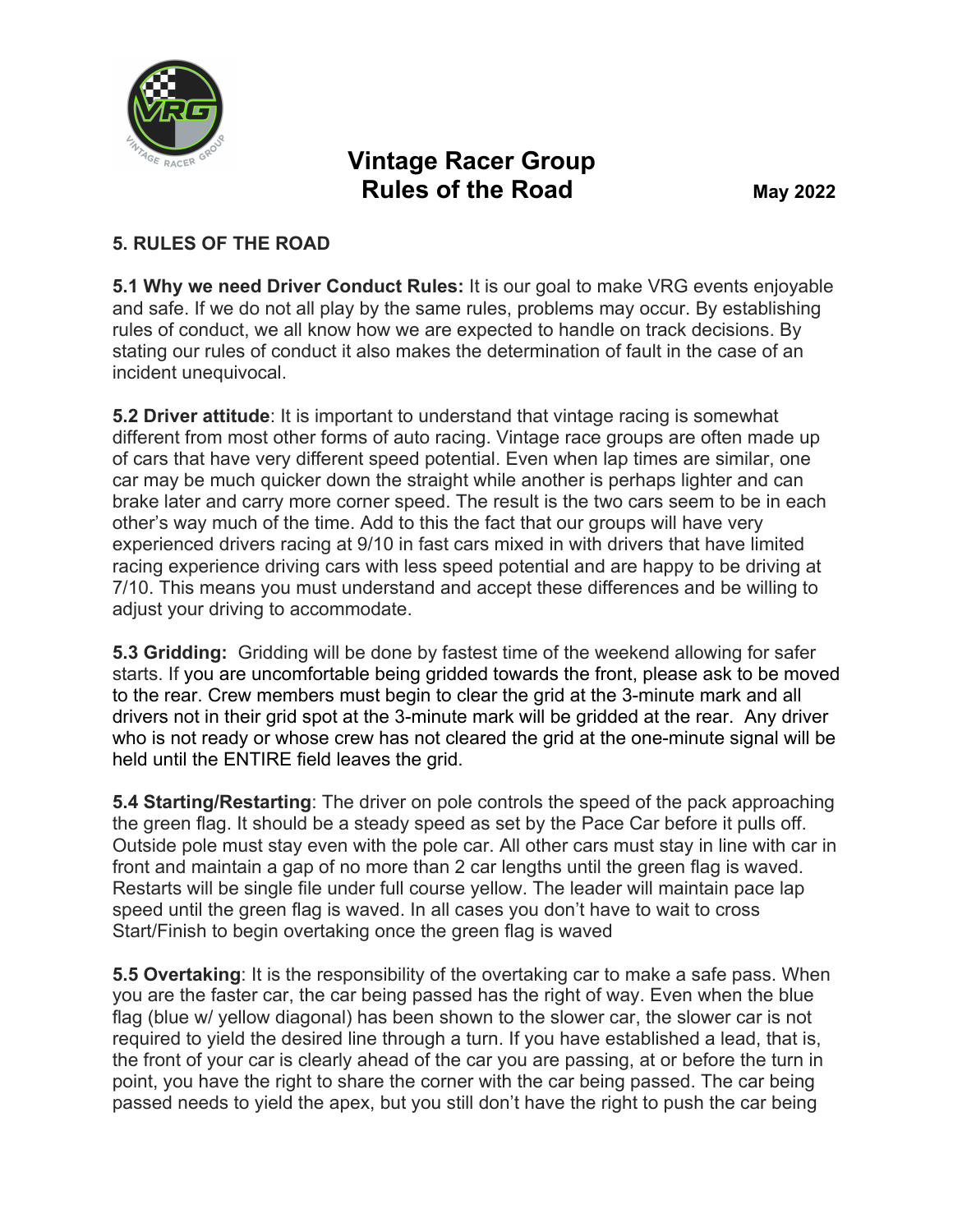# Vintage Racer Group
# Rules of the Road

**May 2022**

## 5. RULES OF THE ROAD

**5.1 Why we need Driver Conduct Rules:** It is our goal to make VRG events enjoyable and safe. If we do not all play by the same rules, problems may occur. By establishing rules of conduct, we all know how we are expected to handle on track decisions. By stating our rules of conduct it also makes the determination of fault in the case of an incident unequivocal.

**5.2 Driver attitude**: It is important to understand that vintage racing is somewhat different from most other forms of auto racing. Vintage race groups are often made up of cars that have very different speed potential. Even when lap times are similar, one car may be much quicker down the straight while another is perhaps lighter and can brake later and carry more corner speed. The result is the two cars seem to be in each other's way much of the time. Add to this the fact that our groups will have very experienced drivers racing at 9/10 in fast cars mixed in with drivers that have limited racing experience driving cars with less speed potential and are happy to be driving at 7/10. This means you must understand and accept these differences and be willing to adjust your driving to accommodate.

**5.3 Gridding:** Gridding will be done by fastest time of the weekend allowing for safer starts. If you are uncomfortable being gridded towards the front, please ask to be moved to the rear. Crew members must begin to clear the grid at the 3-minute mark and all drivers not in their grid spot at the 3-minute mark will be gridded at the rear. Any driver who is not ready or whose crew has not cleared the grid at the one-minute signal will be held until the ENTIRE field leaves the grid.

**5.4 Starting/Restarting**: The driver on pole controls the speed of the pack approaching the green flag. It should be a steady speed as set by the Pace Car before it pulls off. Outside pole must stay even with the pole car. All other cars must stay in line with car in front and maintain a gap of no more than 2 car lengths until the green flag is waved. Restarts will be single file under full course yellow. The leader will maintain pace lap speed until the green flag is waved. In all cases you don't have to wait to cross Start/Finish to begin overtaking once the green flag is waved

**5.5 Overtaking**: It is the responsibility of the overtaking car to make a safe pass. When you are the faster car, the car being passed has the right of way. Even when the blue flag (blue w/ yellow diagonal) has been shown to the slower car, the slower car is not required to yield the desired line through a turn. If you have established a lead, that is, the front of your car is clearly ahead of the car you are passing, at or before the turn in point, you have the right to share the corner with the car being passed. The car being passed needs to yield the apex, but you still don't have the right to push the car being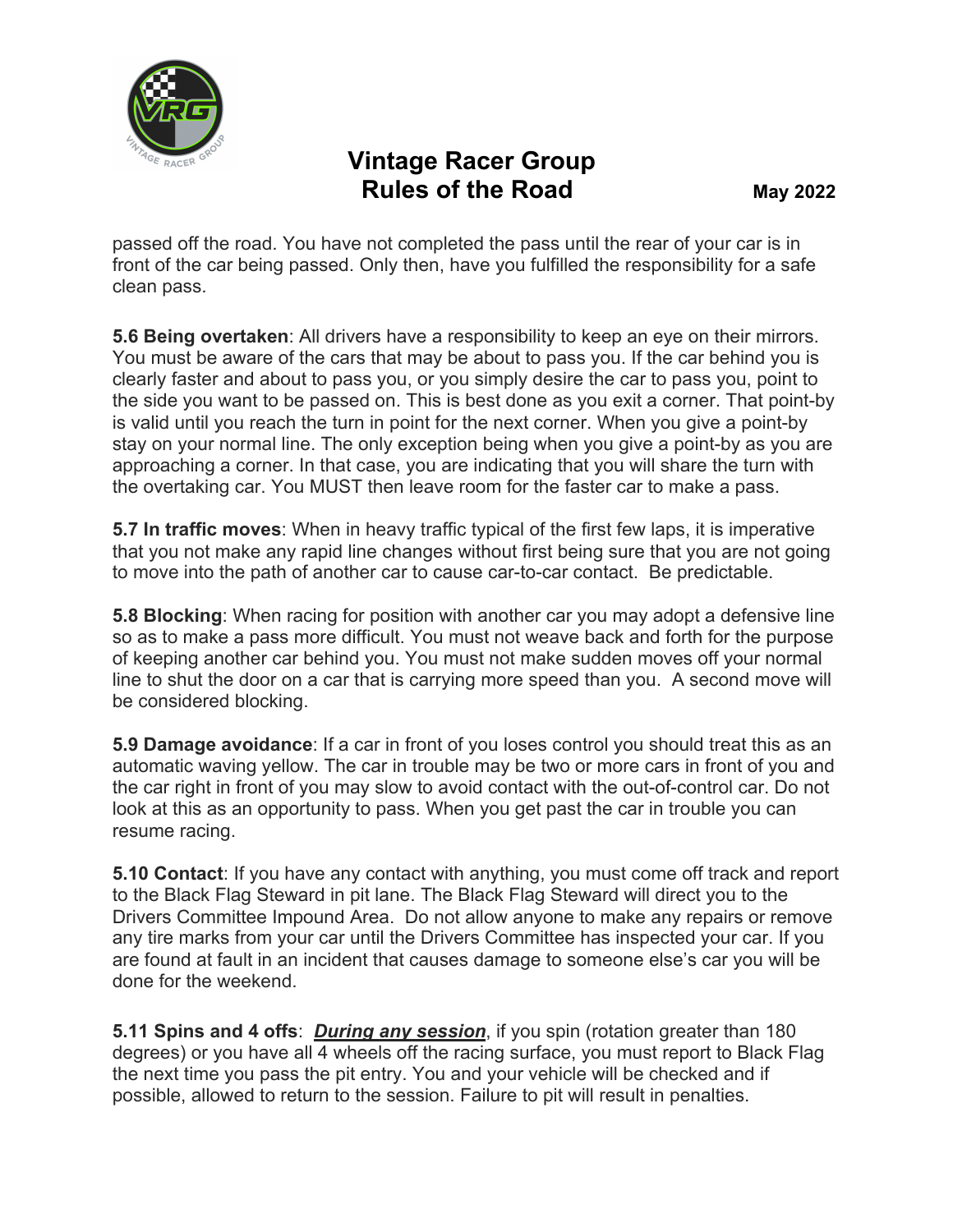passed off the road. You have not completed the pass until the rear of your car is in front of the car being passed. Only then, have you fulfilled the responsibility for a safe clean pass.

**5.6 Being overtaken**: All drivers have a responsibility to keep an eye on their mirrors. You must be aware of the cars that may be about to pass you. If the car behind you is clearly faster and about to pass you, or you simply desire the car to pass you, point to the side you want to be passed on. This is best done as you exit a corner. That point-by is valid until you reach the turn in point for the next corner. When you give a point-by stay on your normal line. The only exception being when you give a point-by as you are approaching a corner. In that case, you are indicating that you will share the turn with the overtaking car. You MUST then leave room for the faster car to make a pass.

**5.7 In traffic moves**: When in heavy traffic typical of the first few laps, it is imperative that you not make any rapid line changes without first being sure that you are not going to move into the path of another car to cause car-to-car contact. Be predictable.

**5.8 Blocking**: When racing for position with another car you may adopt a defensive line so as to make a pass more difficult. You must not weave back and forth for the purpose of keeping another car behind you. You must not make sudden moves off your normal line to shut the door on a car that is carrying more speed than you. A second move will be considered blocking.

**5.9 Damage avoidance**: If a car in front of you loses control you should treat this as an automatic waving yellow. The car in trouble may be two or more cars in front of you and the car right in front of you may slow to avoid contact with the out-of-control car. Do not look at this as an opportunity to pass. When you get past the car in trouble you can resume racing.

**5.10 Contact**: If you have any contact with anything, you must come off track and report to the Black Flag Steward in pit lane. The Black Flag Steward will direct you to the Drivers Committee Impound Area. Do not allow anyone to make any repairs or remove any tire marks from your car until the Drivers Committee has inspected your car. If you are found at fault in an incident that causes damage to someone else's car you will be done for the weekend.

**5.11 Spins and 4 offs**: ***During any session***, if you spin (rotation greater than 180 degrees) or you have all 4 wheels off the racing surface, you must report to Black Flag the next time you pass the pit entry. You and your vehicle will be checked and if possible, allowed to return to the session. Failure to pit will result in penalties.